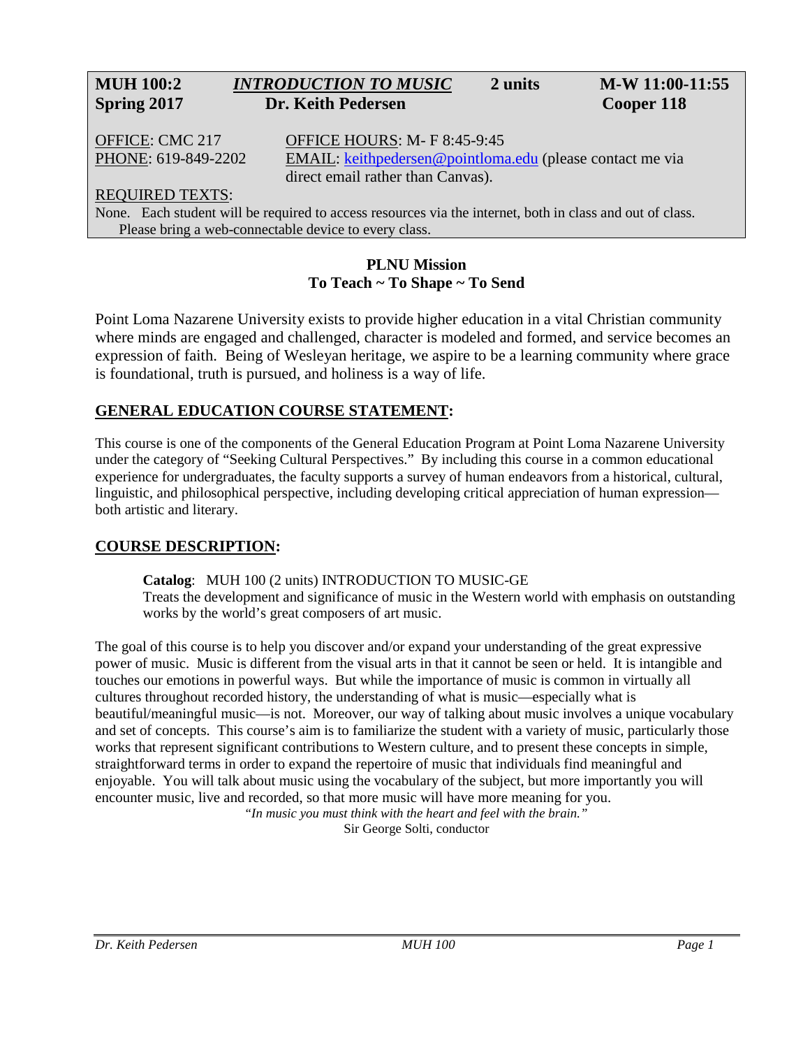**MUH 100:2** | ***INTRODUCTION TO MUSIC*** | **2 units** | **M-W 11:00-11:55**
**Spring 2017** | **Dr. Keith Pedersen** | **Cooper 118**

OFFICE: CMC 217
PHONE: 619-849-2202

OFFICE HOURS: M- F 8:45-9:45
EMAIL: keithpedersen@pointloma.edu (please contact me via direct email rather than Canvas).

REQUIRED TEXTS:
None. Each student will be required to access resources via the internet, both in class and out of class. Please bring a web-connectable device to every class.

**PLNU Mission**
**To Teach ~ To Shape ~ To Send**

Point Loma Nazarene University exists to provide higher education in a vital Christian community where minds are engaged and challenged, character is modeled and formed, and service becomes an expression of faith. Being of Wesleyan heritage, we aspire to be a learning community where grace is foundational, truth is pursued, and holiness is a way of life.

## GENERAL EDUCATION COURSE STATEMENT:

This course is one of the components of the General Education Program at Point Loma Nazarene University under the category of "Seeking Cultural Perspectives." By including this course in a common educational experience for undergraduates, the faculty supports a survey of human endeavors from a historical, cultural, linguistic, and philosophical perspective, including developing critical appreciation of human expression—both artistic and literary.

## COURSE DESCRIPTION:

**Catalog**: MUH 100 (2 units) INTRODUCTION TO MUSIC-GE
Treats the development and significance of music in the Western world with emphasis on outstanding works by the world's great composers of art music.

The goal of this course is to help you discover and/or expand your understanding of the great expressive power of music. Music is different from the visual arts in that it cannot be seen or held. It is intangible and touches our emotions in powerful ways. But while the importance of music is common in virtually all cultures throughout recorded history, the understanding of what is music—especially what is beautiful/meaningful music—is not. Moreover, our way of talking about music involves a unique vocabulary and set of concepts. This course's aim is to familiarize the student with a variety of music, particularly those works that represent significant contributions to Western culture, and to present these concepts in simple, straightforward terms in order to expand the repertoire of music that individuals find meaningful and enjoyable. You will talk about music using the vocabulary of the subject, but more importantly you will encounter music, live and recorded, so that more music will have more meaning for you.

*"In music you must think with the heart and feel with the brain."*
Sir George Solti, conductor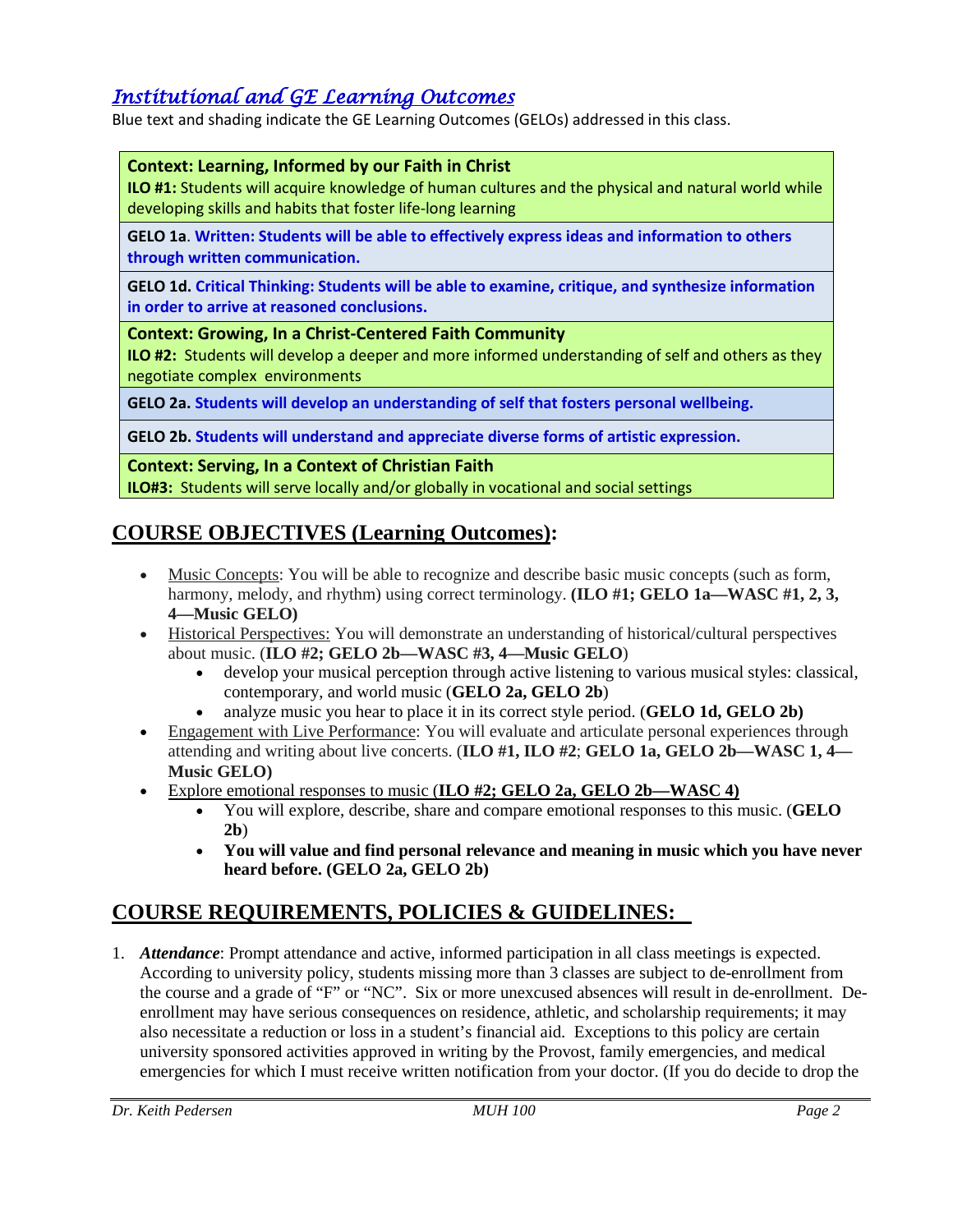## *Institutional and GE Learning Outcomes*

Blue text and shading indicate the GE Learning Outcomes (GELOs) addressed in this class.

| |
|---|
| **Context: Learning, Informed by our Faith in Christ**<br>**ILO #1:** Students will acquire knowledge of human cultures and the physical and natural world while developing skills and habits that foster life-long learning |
| **GELO 1a**. **Written: Students will be able to effectively express ideas and information to others through written communication.** |
| **GELO 1d. Critical Thinking: Students will be able to examine, critique, and synthesize information in order to arrive at reasoned conclusions.** |
| **Context: Growing, In a Christ-Centered Faith Community**<br>**ILO #2:** Students will develop a deeper and more informed understanding of self and others as they negotiate complex environments |
| **GELO 2a. Students will develop an understanding of self that fosters personal wellbeing.** |
| **GELO 2b. Students will understand and appreciate diverse forms of artistic expression.** |
| **Context: Serving, In a Context of Christian Faith**<br>**ILO#3:** Students will serve locally and/or globally in vocational and social settings |

## COURSE OBJECTIVES (Learning Outcomes):

- Music Concepts: You will be able to recognize and describe basic music concepts (such as form, harmony, melody, and rhythm) using correct terminology. **(ILO #1; GELO 1a—WASC #1, 2, 3, 4—Music GELO)**
- Historical Perspectives: You will demonstrate an understanding of historical/cultural perspectives about music. (**ILO #2; GELO 2b—WASC #3, 4—Music GELO**)
    - develop your musical perception through active listening to various musical styles: classical, contemporary, and world music (**GELO 2a, GELO 2b**)
    - analyze music you hear to place it in its correct style period. (**GELO 1d, GELO 2b)**
- Engagement with Live Performance: You will evaluate and articulate personal experiences through attending and writing about live concerts. (**ILO #1, ILO #2**; **GELO 1a, GELO 2b—WASC 1, 4—Music GELO)**
- Explore emotional responses to music (**ILO #2; GELO 2a, GELO 2b—WASC 4)**
    - You will explore, describe, share and compare emotional responses to this music. (**GELO 2b**)
    - **You will value and find personal relevance and meaning in music which you have never heard before. (GELO 2a, GELO 2b)**

## COURSE REQUIREMENTS, POLICIES & GUIDELINES:

1. ***Attendance***: Prompt attendance and active, informed participation in all class meetings is expected. According to university policy, students missing more than 3 classes are subject to de-enrollment from the course and a grade of "F" or "NC". Six or more unexcused absences will result in de-enrollment. De-enrollment may have serious consequences on residence, athletic, and scholarship requirements; it may also necessitate a reduction or loss in a student's financial aid. Exceptions to this policy are certain university sponsored activities approved in writing by the Provost, family emergencies, and medical emergencies for which I must receive written notification from your doctor. (If you do decide to drop the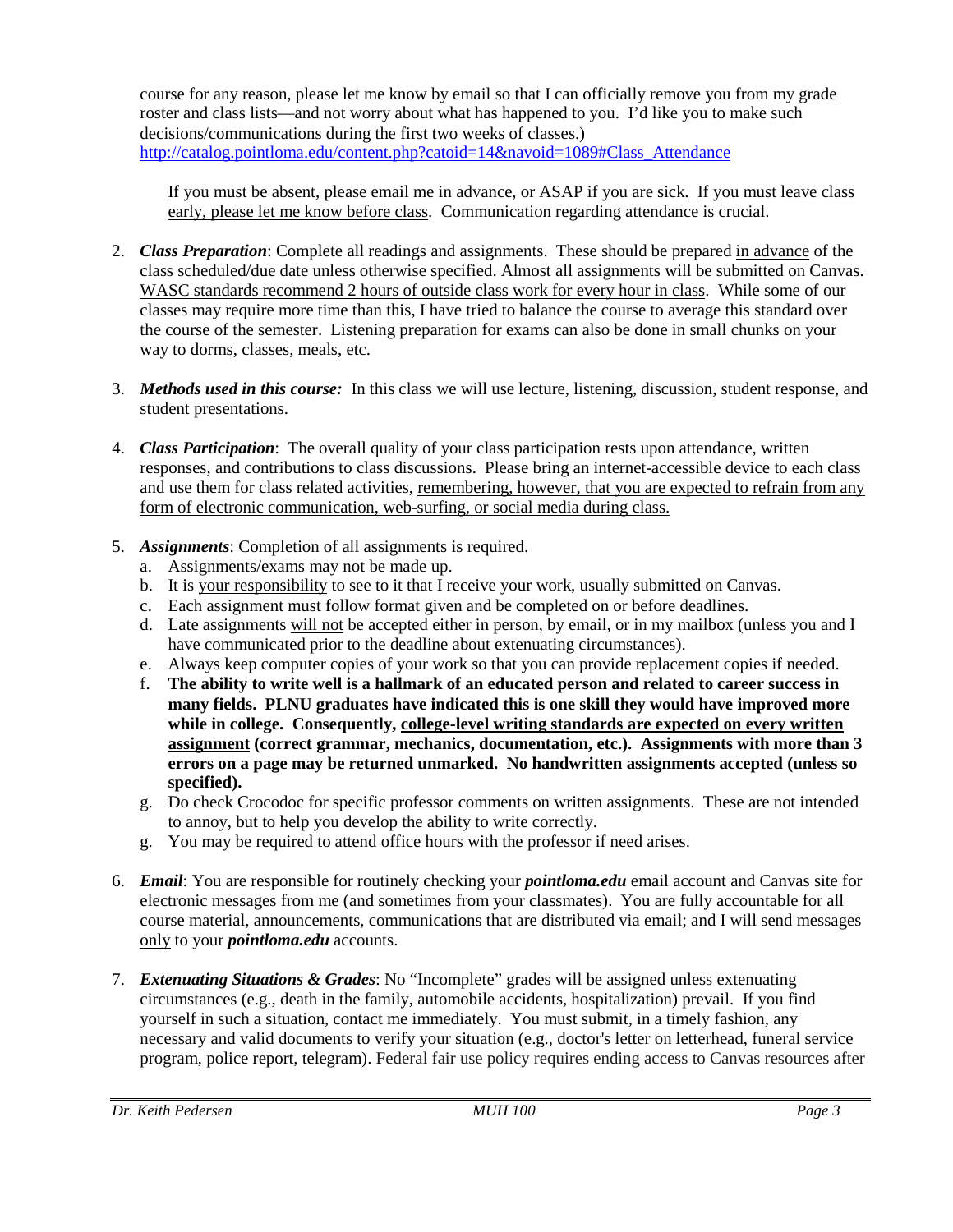course for any reason, please let me know by email so that I can officially remove you from my grade roster and class lists—and not worry about what has happened to you. I'd like you to make such decisions/communications during the first two weeks of classes.)
http://catalog.pointloma.edu/content.php?catoid=14&navoid=1089#Class_Attendance

If you must be absent, please email me in advance, or ASAP if you are sick. If you must leave class early, please let me know before class. Communication regarding attendance is crucial.

2. ***Class Preparation***: Complete all readings and assignments. These should be prepared in advance of the class scheduled/due date unless otherwise specified. Almost all assignments will be submitted on Canvas. WASC standards recommend 2 hours of outside class work for every hour in class. While some of our classes may require more time than this, I have tried to balance the course to average this standard over the course of the semester. Listening preparation for exams can also be done in small chunks on your way to dorms, classes, meals, etc.

3. ***Methods used in this course:*** In this class we will use lecture, listening, discussion, student response, and student presentations.

4. ***Class Participation***: The overall quality of your class participation rests upon attendance, written responses, and contributions to class discussions. Please bring an internet-accessible device to each class and use them for class related activities, remembering, however, that you are expected to refrain from any form of electronic communication, web-surfing, or social media during class.

5. ***Assignments***: Completion of all assignments is required.
   a. Assignments/exams may not be made up.
   b. It is your responsibility to see to it that I receive your work, usually submitted on Canvas.
   c. Each assignment must follow format given and be completed on or before deadlines.
   d. Late assignments will not be accepted either in person, by email, or in my mailbox (unless you and I have communicated prior to the deadline about extenuating circumstances).
   e. Always keep computer copies of your work so that you can provide replacement copies if needed.
   f. **The ability to write well is a hallmark of an educated person and related to career success in many fields. PLNU graduates have indicated this is one skill they would have improved more while in college. Consequently, college-level writing standards are expected on every written assignment (correct grammar, mechanics, documentation, etc.). Assignments with more than 3 errors on a page may be returned unmarked. No handwritten assignments accepted (unless so specified).**
   g. Do check Crocodoc for specific professor comments on written assignments. These are not intended to annoy, but to help you develop the ability to write correctly.
   g. You may be required to attend office hours with the professor if need arises.

6. ***Email***: You are responsible for routinely checking your ***pointloma.edu*** email account and Canvas site for electronic messages from me (and sometimes from your classmates). You are fully accountable for all course material, announcements, communications that are distributed via email; and I will send messages only to your ***pointloma.edu*** accounts.

7. ***Extenuating Situations & Grades***: No "Incomplete" grades will be assigned unless extenuating circumstances (e.g., death in the family, automobile accidents, hospitalization) prevail. If you find yourself in such a situation, contact me immediately. You must submit, in a timely fashion, any necessary and valid documents to verify your situation (e.g., doctor's letter on letterhead, funeral service program, police report, telegram). Federal fair use policy requires ending access to Canvas resources after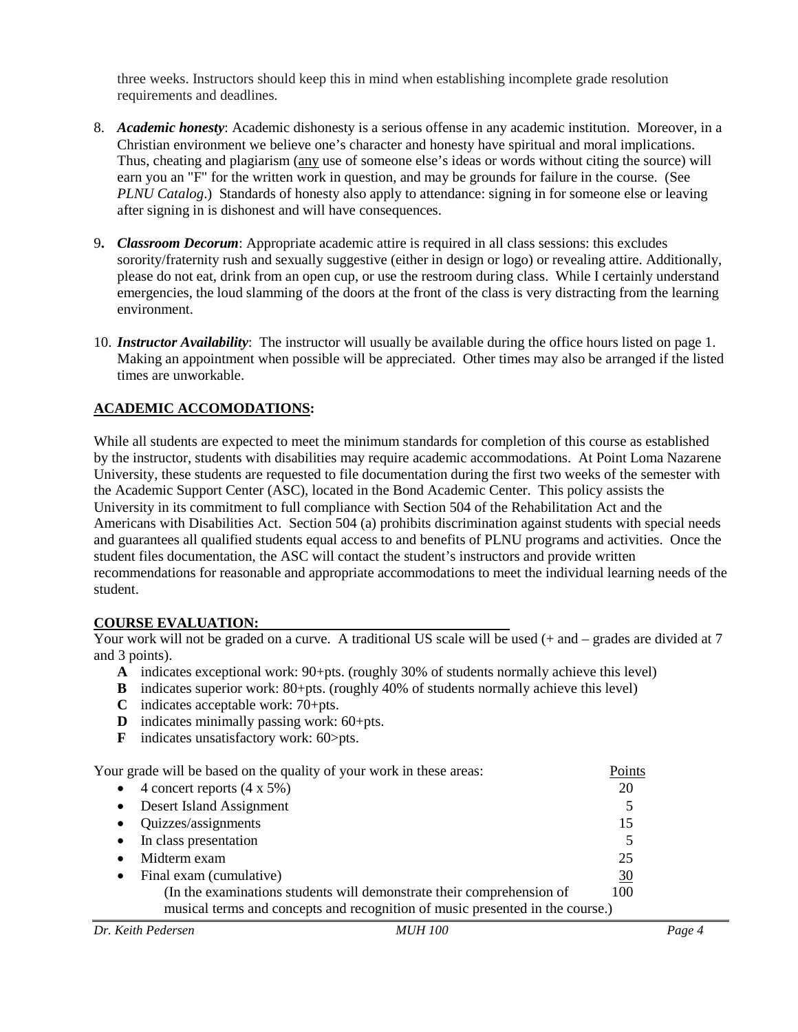three weeks. Instructors should keep this in mind when establishing incomplete grade resolution requirements and deadlines.

8. ***Academic honesty***: Academic dishonesty is a serious offense in any academic institution. Moreover, in a Christian environment we believe one's character and honesty have spiritual and moral implications. Thus, cheating and plagiarism (any use of someone else's ideas or words without citing the source) will earn you an "F" for the written work in question, and may be grounds for failure in the course. (See *PLNU Catalog*.) Standards of honesty also apply to attendance: signing in for someone else or leaving after signing in is dishonest and will have consequences.

9. ***Classroom Decorum***: Appropriate academic attire is required in all class sessions: this excludes sorority/fraternity rush and sexually suggestive (either in design or logo) or revealing attire. Additionally, please do not eat, drink from an open cup, or use the restroom during class. While I certainly understand emergencies, the loud slamming of the doors at the front of the class is very distracting from the learning environment.

10. ***Instructor Availability***: The instructor will usually be available during the office hours listed on page 1. Making an appointment when possible will be appreciated. Other times may also be arranged if the listed times are unworkable.

## ACADEMIC ACCOMODATIONS:

While all students are expected to meet the minimum standards for completion of this course as established by the instructor, students with disabilities may require academic accommodations. At Point Loma Nazarene University, these students are requested to file documentation during the first two weeks of the semester with the Academic Support Center (ASC), located in the Bond Academic Center. This policy assists the University in its commitment to full compliance with Section 504 of the Rehabilitation Act and the Americans with Disabilities Act. Section 504 (a) prohibits discrimination against students with special needs and guarantees all qualified students equal access to and benefits of PLNU programs and activities. Once the student files documentation, the ASC will contact the student's instructors and provide written recommendations for reasonable and appropriate accommodations to meet the individual learning needs of the student.

## COURSE EVALUATION:

Your work will not be graded on a curve. A traditional US scale will be used (+ and – grades are divided at 7 and 3 points).

- **A** indicates exceptional work: 90+pts. (roughly 30% of students normally achieve this level)
- **B** indicates superior work: 80+pts. (roughly 40% of students normally achieve this level)
- **C** indicates acceptable work: 70+pts.
- **D** indicates minimally passing work: 60+pts.
- **F** indicates unsatisfactory work: 60>pts.

| Your grade will be based on the quality of your work in these areas: | Points |
|---|---|
| • 4 concert reports (4 x 5%) | 20 |
| • Desert Island Assignment | 5 |
| • Quizzes/assignments | 15 |
| • In class presentation | 5 |
| • Midterm exam | 25 |
| • Final exam (cumulative) | 30 |
| (In the examinations students will demonstrate their comprehension of musical terms and concepts and recognition of music presented in the course.) | 100 |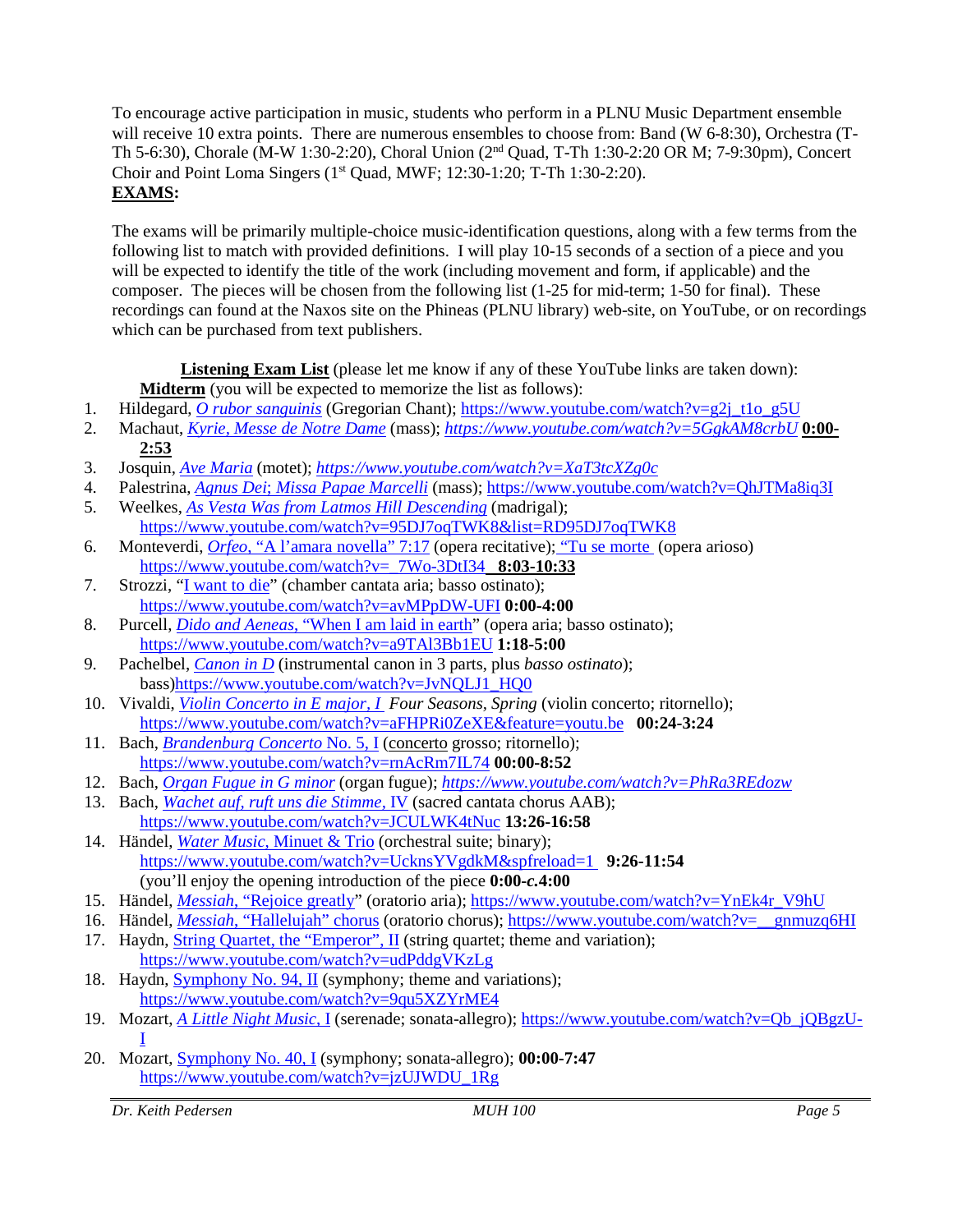To encourage active participation in music, students who perform in a PLNU Music Department ensemble will receive 10 extra points. There are numerous ensembles to choose from: Band (W 6-8:30), Orchestra (T-Th 5-6:30), Chorale (M-W 1:30-2:20), Choral Union (2nd Quad, T-Th 1:30-2:20 OR M; 7-9:30pm), Concert Choir and Point Loma Singers (1st Quad, MWF; 12:30-1:20; T-Th 1:30-2:20).

**EXAMS:**

The exams will be primarily multiple-choice music-identification questions, along with a few terms from the following list to match with provided definitions. I will play 10-15 seconds of a section of a piece and you will be expected to identify the title of the work (including movement and form, if applicable) and the composer. The pieces will be chosen from the following list (1-25 for mid-term; 1-50 for final). These recordings can found at the Naxos site on the Phineas (PLNU library) web-site, on YouTube, or on recordings which can be purchased from text publishers.

**Listening Exam List** (please let me know if any of these YouTube links are taken down):

**Midterm** (you will be expected to memorize the list as follows):

1. Hildegard, *O rubor sanguinis* (Gregorian Chant); https://www.youtube.com/watch?v=g2j_t1o_g5U
2. Machaut, *Kyrie, Messe de Notre Dame* (mass); *https://www.youtube.com/watch?v=5GgkAM8crbU* **0:00-2:53**
3. Josquin, *Ave Maria* (motet); *https://www.youtube.com/watch?v=XaT3tcXZg0c*
4. Palestrina, *Agnus Dei; Missa Papae Marcelli* (mass); https://www.youtube.com/watch?v=QhJTMa8iq3I
5. Weelkes, *As Vesta Was from Latmos Hill Descending* (madrigal); https://www.youtube.com/watch?v=95DJ7oqTWK8&list=RD95DJ7oqTWK8
6. Monteverdi, *Orfeo*, "A l'amara novella" 7:17 (opera recitative); "Tu se morte" (opera arioso) https://www.youtube.com/watch?v=_7Wo-3DtI34 **8:03-10:33**
7. Strozzi, "I want to die" (chamber cantata aria; basso ostinato); https://www.youtube.com/watch?v=avMPpDW-UFI **0:00-4:00**
8. Purcell, *Dido and Aeneas*, "When I am laid in earth" (opera aria; basso ostinato); https://www.youtube.com/watch?v=a9TAl3Bb1EU **1:18-5:00**
9. Pachelbel, *Canon in D* (instrumental canon in 3 parts, plus *basso ostinato*); bass)https://www.youtube.com/watch?v=JvNQLJ1_HQ0
10. Vivaldi, *Violin Concerto in E major, I Four Seasons, Spring* (violin concerto; ritornello); https://www.youtube.com/watch?v=aFHPRi0ZeXE&feature=youtu.be **00:24-3:24**
11. Bach, *Brandenburg Concerto* No. 5, I (concerto grosso; ritornello); https://www.youtube.com/watch?v=rnAcRm7IL74 **00:00-8:52**
12. Bach, *Organ Fugue in G minor* (organ fugue); *https://www.youtube.com/watch?v=PhRa3REdozw*
13. Bach, *Wachet auf, ruft uns die Stimme*, IV (sacred cantata chorus AAB); https://www.youtube.com/watch?v=JCULWK4tNuc **13:26-16:58**
14. Händel, *Water Music*, Minuet & Trio (orchestral suite; binary); https://www.youtube.com/watch?v=UcknsYVgdkM&spfreload=1 **9:26-11:54** (you'll enjoy the opening introduction of the piece **0:00-*c*.4:00**
15. Händel, *Messiah*, "Rejoice greatly" (oratorio aria); https://www.youtube.com/watch?v=YnEk4r_V9hU
16. Händel, *Messiah*, "Hallelujah" chorus (oratorio chorus); https://www.youtube.com/watch?v=__gnmuzq6HI
17. Haydn, String Quartet, the "Emperor", II (string quartet; theme and variation); https://www.youtube.com/watch?v=udPddgVKzLg
18. Haydn, Symphony No. 94, II (symphony; theme and variations); https://www.youtube.com/watch?v=9qu5XZYrME4
19. Mozart, *A Little Night Music*, I (serenade; sonata-allegro); https://www.youtube.com/watch?v=Qb_jQBgzU-I
20. Mozart, Symphony No. 40, I (symphony; sonata-allegro); **00:00-7:47** https://www.youtube.com/watch?v=jzUJWDU_1Rg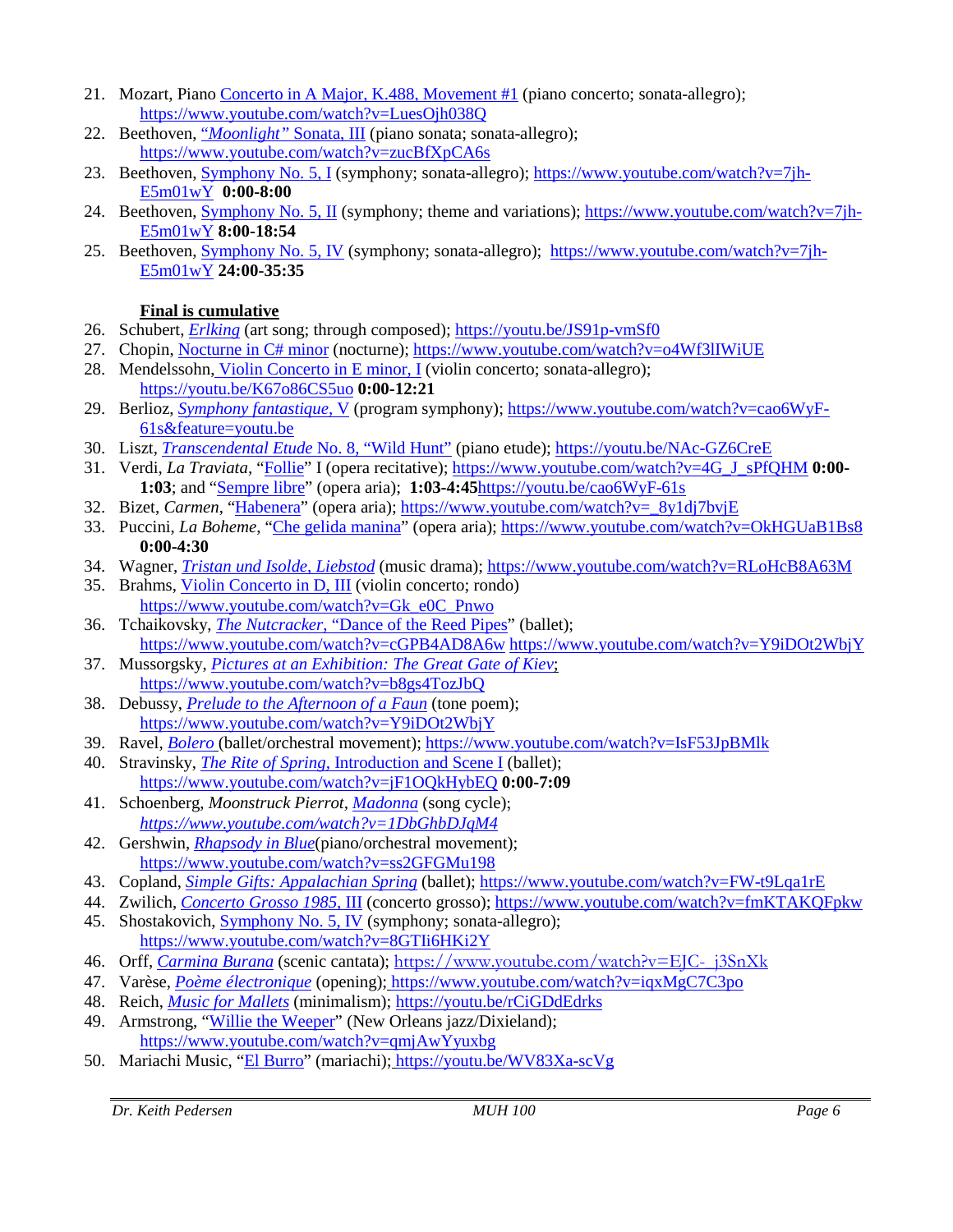21. Mozart, Piano Concerto in A Major, K.488, Movement #1 (piano concerto; sonata-allegro); https://www.youtube.com/watch?v=LuesOjh038Q
22. Beethoven, *"Moonlight"* Sonata, III (piano sonata; sonata-allegro); https://www.youtube.com/watch?v=zucBfXpCA6s
23. Beethoven, Symphony No. 5, I (symphony; sonata-allegro); https://www.youtube.com/watch?v=7jh-E5m01wY **0:00-8:00**
24. Beethoven, Symphony No. 5, II (symphony; theme and variations); https://www.youtube.com/watch?v=7jh-E5m01wY **8:00-18:54**
25. Beethoven, Symphony No. 5, IV (symphony; sonata-allegro); https://www.youtube.com/watch?v=7jh-E5m01wY **24:00-35:35**

**Final is cumulative**

26. Schubert, *Erlking* (art song; through composed); https://youtu.be/JS91p-vmSf0
27. Chopin, Nocturne in C# minor (nocturne); https://www.youtube.com/watch?v=o4Wf3lIWiUE
28. Mendelssohn, Violin Concerto in E minor, I (violin concerto; sonata-allegro); https://youtu.be/K67o86CS5uo **0:00-12:21**
29. Berlioz, *Symphony fantastique*, V (program symphony); https://www.youtube.com/watch?v=cao6WyF-61s&feature=youtu.be
30. Liszt, *Transcendental Etude* No. 8, "Wild Hunt" (piano etude); https://youtu.be/NAc-GZ6CreE
31. Verdi, *La Traviata*, "Follie" I (opera recitative); https://www.youtube.com/watch?v=4G_J_sPfQHM **0:00-1:03**; and "Sempre libre" (opera aria); **1:03-4:45**https://youtu.be/cao6WyF-61s
32. Bizet, *Carmen*, "Habenera" (opera aria); https://www.youtube.com/watch?v=_8y1dj7bvjE
33. Puccini, *La Boheme*, "Che gelida manina" (opera aria); https://www.youtube.com/watch?v=OkHGUaB1Bs8 **0:00-4:30**
34. Wagner, *Tristan und Isolde, Liebstod* (music drama); https://www.youtube.com/watch?v=RLoHcB8A63M
35. Brahms, Violin Concerto in D, III (violin concerto; rondo) https://www.youtube.com/watch?v=Gk_e0C_Pnwo
36. Tchaikovsky, *The Nutcracker*, "Dance of the Reed Pipes" (ballet); https://www.youtube.com/watch?v=cGPB4AD8A6w https://www.youtube.com/watch?v=Y9iDOt2WbjY
37. Mussorgsky, *Pictures at an Exhibition: The Great Gate of Kiev*; https://www.youtube.com/watch?v=b8gs4TozJbQ
38. Debussy, *Prelude to the Afternoon of a Faun* (tone poem); https://www.youtube.com/watch?v=Y9iDOt2WbjY
39. Ravel, *Bolero* (ballet/orchestral movement); https://www.youtube.com/watch?v=IsF53JpBMlk
40. Stravinsky, *The Rite of Spring*, Introduction and Scene I (ballet); https://www.youtube.com/watch?v=jF1OQkHybEQ **0:00-7:09**
41. Schoenberg, *Moonstruck Pierrot*, *Madonna* (song cycle); *https://www.youtube.com/watch?v=1DbGhbDJqM4*
42. Gershwin, *Rhapsody in Blue*(piano/orchestral movement); https://www.youtube.com/watch?v=ss2GFGMu198
43. Copland, *Simple Gifts: Appalachian Spring* (ballet); https://www.youtube.com/watch?v=FW-t9Lqa1rE
44. Zwilich, *Concerto Grosso 1985*, III (concerto grosso); https://www.youtube.com/watch?v=fmKTAKQFpkw
45. Shostakovich, Symphony No. 5, IV (symphony; sonata-allegro); https://www.youtube.com/watch?v=8GTIi6HKi2Y
46. Orff, *Carmina Burana* (scenic cantata); https://www.youtube.com/watch?v=EJC-_j3SnXk
47. Varèse, *Poème électronique* (opening); https://www.youtube.com/watch?v=iqxMgC7C3po
48. Reich, *Music for Mallets* (minimalism); https://youtu.be/rCiGDdEdrks
49. Armstrong, "Willie the Weeper" (New Orleans jazz/Dixieland); https://www.youtube.com/watch?v=qmjAwYyuxbg
50. Mariachi Music, "El Burro" (mariachi); https://youtu.be/WV83Xa-scVg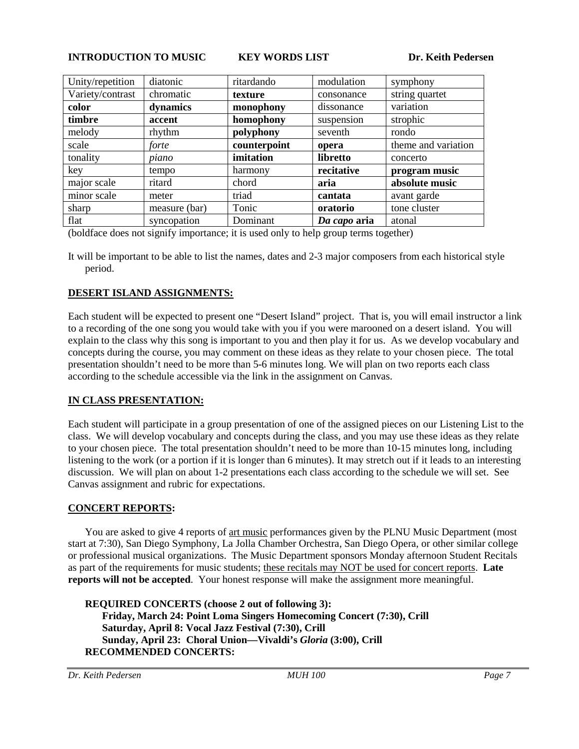**INTRODUCTION TO MUSIC KEY WORDS LIST Dr. Keith Pedersen**

| Unity/repetition | diatonic | ritardando | modulation | symphony |
|---|---|---|---|---|
| Variety/contrast | chromatic | **texture** | consonance | string quartet |
| **color** | **dynamics** | **monophony** | dissonance | variation |
| **timbre** | **accent** | **homophony** | suspension | strophic |
| melody | rhythm | **polyphony** | seventh | rondo |
| scale | *forte* | **counterpoint** | **opera** | theme and variation |
| tonality | *piano* | **imitation** | **libretto** | concerto |
| key | tempo | harmony | **recitative** | **program music** |
| major scale | ritard | chord | **aria** | **absolute music** |
| minor scale | meter | triad | **cantata** | avant garde |
| sharp | measure (bar) | Tonic | **oratorio** | tone cluster |
| flat | syncopation | Dominant | ***Da capo* aria** | atonal |

(boldface does not signify importance; it is used only to help group terms together)

It will be important to be able to list the names, dates and 2-3 major composers from each historical style period.

## DESERT ISLAND ASSIGNMENTS:

Each student will be expected to present one "Desert Island" project. That is, you will email instructor a link to a recording of the one song you would take with you if you were marooned on a desert island. You will explain to the class why this song is important to you and then play it for us. As we develop vocabulary and concepts during the course, you may comment on these ideas as they relate to your chosen piece. The total presentation shouldn't need to be more than 5-6 minutes long. We will plan on two reports each class according to the schedule accessible via the link in the assignment on Canvas.

## IN CLASS PRESENTATION:

Each student will participate in a group presentation of one of the assigned pieces on our Listening List to the class. We will develop vocabulary and concepts during the class, and you may use these ideas as they relate to your chosen piece. The total presentation shouldn't need to be more than 10-15 minutes long, including listening to the work (or a portion if it is longer than 6 minutes). It may stretch out if it leads to an interesting discussion. We will plan on about 1-2 presentations each class according to the schedule we will set. See Canvas assignment and rubric for expectations.

## CONCERT REPORTS:

You are asked to give 4 reports of art music performances given by the PLNU Music Department (most start at 7:30), San Diego Symphony, La Jolla Chamber Orchestra, San Diego Opera, or other similar college or professional musical organizations. The Music Department sponsors Monday afternoon Student Recitals as part of the requirements for music students; these recitals may NOT be used for concert reports. **Late reports will not be accepted**. Your honest response will make the assignment more meaningful.

**REQUIRED CONCERTS (choose 2 out of following 3):**
**Friday, March 24: Point Loma Singers Homecoming Concert (7:30), Crill**
**Saturday, April 8: Vocal Jazz Festival (7:30), Crill**
**Sunday, April 23: Choral Union—Vivaldi's *Gloria* (3:00), Crill**
**RECOMMENDED CONCERTS:**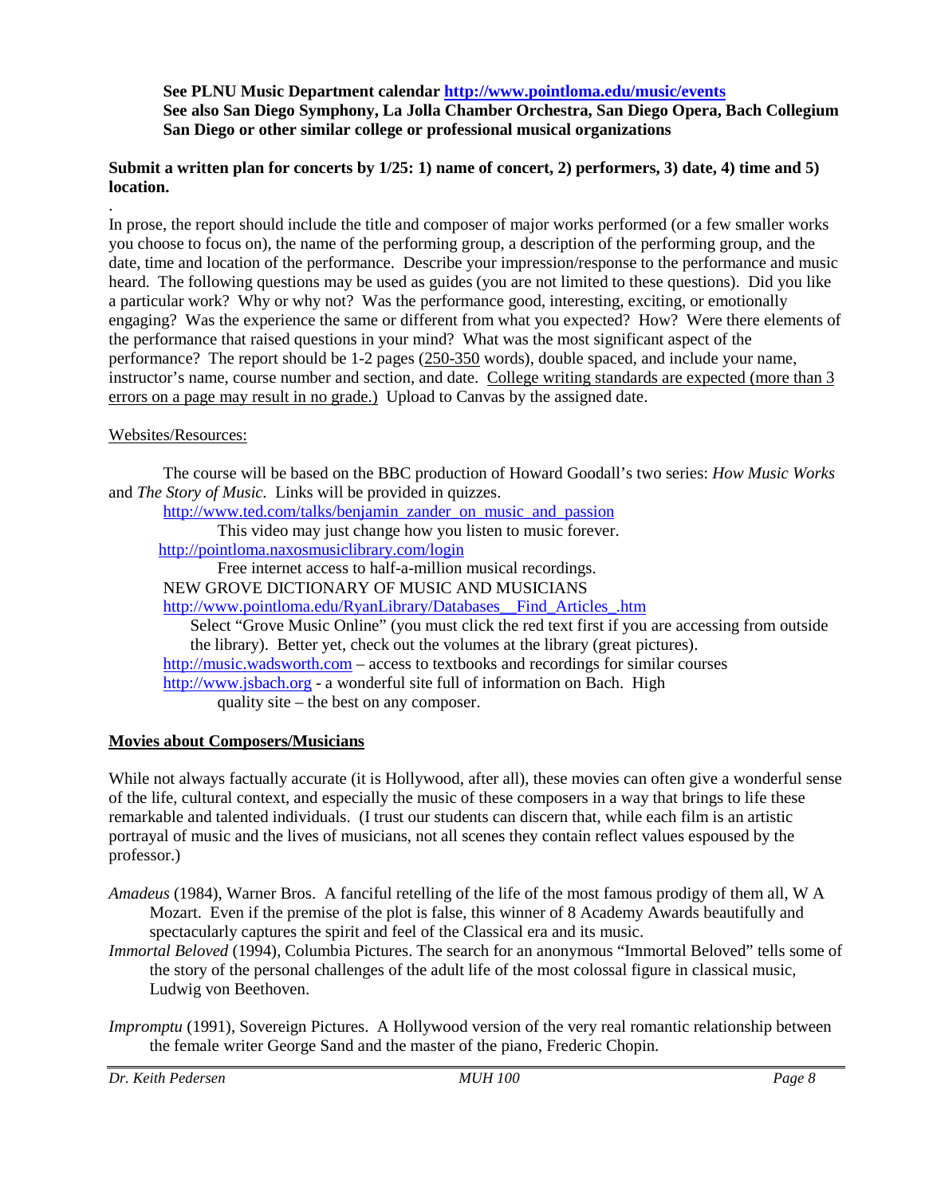**See PLNU Music Department calendar [http://www.pointloma.edu/music/events](http://www.pointloma.edu/music/events)**
**See also San Diego Symphony, La Jolla Chamber Orchestra, San Diego Opera, Bach Collegium San Diego or other similar college or professional musical organizations**

**Submit a written plan for concerts by 1/25: 1) name of concert, 2) performers, 3) date, 4) time and 5) location.**

.

In prose, the report should include the title and composer of major works performed (or a few smaller works you choose to focus on), the name of the performing group, a description of the performing group, and the date, time and location of the performance. Describe your impression/response to the performance and music heard. The following questions may be used as guides (you are not limited to these questions). Did you like a particular work? Why or why not? Was the performance good, interesting, exciting, or emotionally engaging? Was the experience the same or different from what you expected? How? Were there elements of the performance that raised questions in your mind? What was the most significant aspect of the performance? The report should be 1-2 pages (<u>250-350</u> words), double spaced, and include your name, instructor's name, course number and section, and date. <u>College writing standards are expected (more than 3 errors on a page may result in no grade.)</u> Upload to Canvas by the assigned date.

<u>Websites/Resources:</u>

The course will be based on the BBC production of Howard Goodall's two series: *How Music Works* and *The Story of Music*. Links will be provided in quizzes.

[http://www.ted.com/talks/benjamin_zander_on_music_and_passion](http://www.ted.com/talks/benjamin_zander_on_music_and_passion)
This video may just change how you listen to music forever.

[http://pointloma.naxosmusiclibrary.com/login](http://pointloma.naxosmusiclibrary.com/login)
Free internet access to half-a-million musical recordings.

NEW GROVE DICTIONARY OF MUSIC AND MUSICIANS
[http://www.pointloma.edu/RyanLibrary/Databases__Find_Articles_.htm](http://www.pointloma.edu/RyanLibrary/Databases__Find_Articles_.htm)
Select "Grove Music Online" (you must click the red text first if you are accessing from outside the library). Better yet, check out the volumes at the library (great pictures).

[http://music.wadsworth.com](http://music.wadsworth.com) – access to textbooks and recordings for similar courses

[http://www.jsbach.org](http://www.jsbach.org) - a wonderful site full of information on Bach. High quality site – the best on any composer.

**<u>Movies about Composers/Musicians</u>**

While not always factually accurate (it is Hollywood, after all), these movies can often give a wonderful sense of the life, cultural context, and especially the music of these composers in a way that brings to life these remarkable and talented individuals. (I trust our students can discern that, while each film is an artistic portrayal of music and the lives of musicians, not all scenes they contain reflect values espoused by the professor.)

*Amadeus* (1984), Warner Bros. A fanciful retelling of the life of the most famous prodigy of them all, W A Mozart. Even if the premise of the plot is false, this winner of 8 Academy Awards beautifully and spectacularly captures the spirit and feel of the Classical era and its music.

*Immortal Beloved* (1994), Columbia Pictures. The search for an anonymous "Immortal Beloved" tells some of the story of the personal challenges of the adult life of the most colossal figure in classical music, Ludwig von Beethoven.

*Impromptu* (1991), Sovereign Pictures. A Hollywood version of the very real romantic relationship between the female writer George Sand and the master of the piano, Frederic Chopin.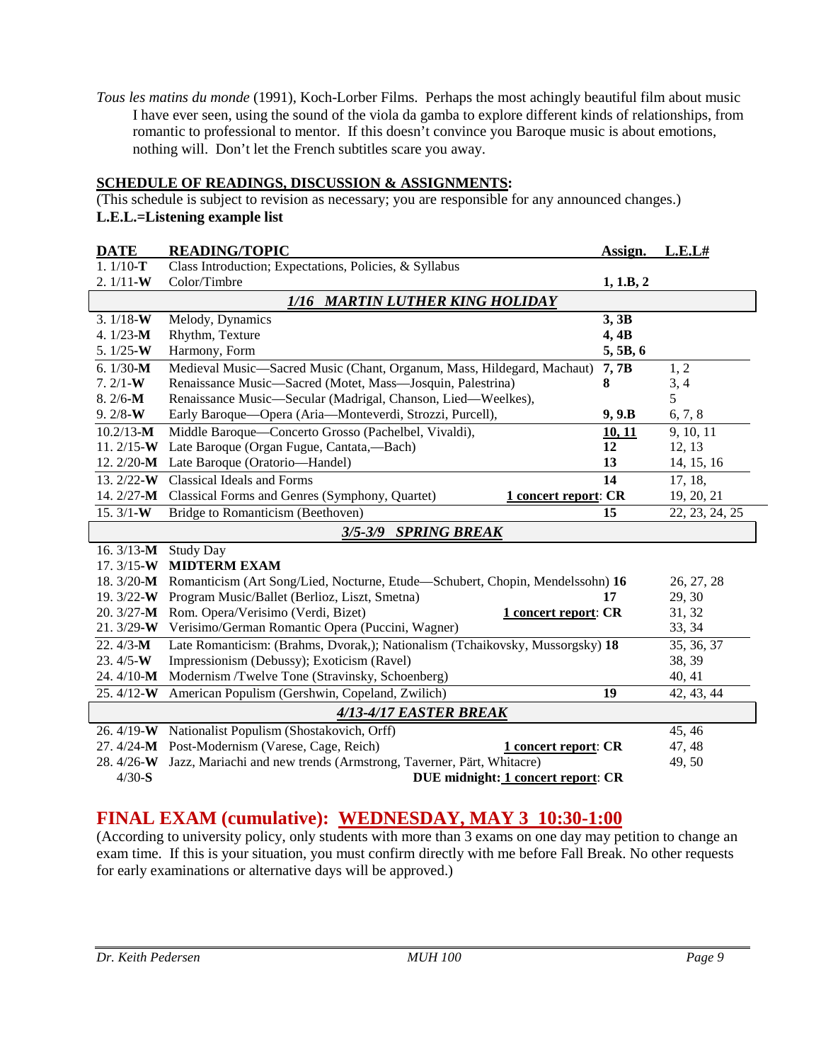*Tous les matins du monde* (1991), Koch-Lorber Films. Perhaps the most achingly beautiful film about music I have ever seen, using the sound of the viola da gamba to explore different kinds of relationships, from romantic to professional to mentor. If this doesn't convince you Baroque music is about emotions, nothing will. Don't let the French subtitles scare you away.

**SCHEDULE OF READINGS, DISCUSSION & ASSIGNMENTS:**

(This schedule is subject to revision as necessary; you are responsible for any announced changes.)

**L.E.L.=Listening example list**

| DATE | READING/TOPIC | Assign. | L.E.L# |
|---|---|---|---|
| 1. 1/10-**T** | Class Introduction; Expectations, Policies, & Syllabus | | |
| 2. 1/11-**W** | Color/Timbre | **1, 1.B, 2** | |
| | ***1/16 MARTIN LUTHER KING HOLIDAY*** | | |
| 3. 1/18-**W** | Melody, Dynamics | **3, 3B** | |
| 4. 1/23-**M** | Rhythm, Texture | **4, 4B** | |
| 5. 1/25-**W** | Harmony, Form | **5, 5B, 6** | |
| 6. 1/30-**M** | Medieval Music—Sacred Music (Chant, Organum, Mass, Hildegard, Machaut) | **7, 7B** | 1, 2 |
| 7. 2/1-**W** | Renaissance Music—Sacred (Motet, Mass—Josquin, Palestrina) | **8** | 3, 4 |
| 8. 2/6-**M** | Renaissance Music—Secular (Madrigal, Chanson, Lied—Weelkes), | | 5 |
| 9. 2/8-**W** | Early Baroque—Opera (Aria—Monteverdi, Strozzi, Purcell), | **9, 9.B** | 6, 7, 8 |
| 10. 2/13-**M** | Middle Baroque—Concerto Grosso (Pachelbel, Vivaldi), | **10, 11** | 9, 10, 11 |
| 11. 2/15-**W** | Late Baroque (Organ Fugue, Cantata,—Bach) | **12** | 12, 13 |
| 12. 2/20-**M** | Late Baroque (Oratorio—Handel) | **13** | 14, 15, 16 |
| 13. 2/22-**W** | Classical Ideals and Forms | **14** | 17, 18, |
| 14. 2/27-**M** | Classical Forms and Genres (Symphony, Quartet) | **1 concert report: CR** | 19, 20, 21 |
| 15. 3/1-**W** | Bridge to Romanticism (Beethoven) | **15** | 22, 23, 24, 25 |
| | ***3/5-3/9 SPRING BREAK*** | | |
| 16. 3/13-**M** | Study Day | | |
| 17. 3/15-**W** | **MIDTERM EXAM** | | |
| 18. 3/20-**M** | Romanticism (Art Song/Lied, Nocturne, Etude—Schubert, Chopin, Mendelssohn) | **16** | 26, 27, 28 |
| 19. 3/22-**W** | Program Music/Ballet (Berlioz, Liszt, Smetna) | **17** | 29, 30 |
| 20. 3/27-**M** | Rom. Opera/Verisimo (Verdi, Bizet) | **1 concert report: CR** | 31, 32 |
| 21. 3/29-**W** | Verisimo/German Romantic Opera (Puccini, Wagner) | | 33, 34 |
| 22. 4/3-**M** | Late Romanticism: (Brahms, Dvorak,); Nationalism (Tchaikovsky, Mussorgsky) | **18** | 35, 36, 37 |
| 23. 4/5-**W** | Impressionism (Debussy); Exoticism (Ravel) | | 38, 39 |
| 24. 4/10-**M** | Modernism /Twelve Tone (Stravinsky, Schoenberg) | | 40, 41 |
| 25. 4/12-**W** | American Populism (Gershwin, Copeland, Zwilich) | **19** | 42, 43, 44 |
| | ***4/13-4/17 EASTER BREAK*** | | |
| 26. 4/19-**W** | Nationalist Populism (Shostakovich, Orff) | | 45, 46 |
| 27. 4/24-**M** | Post-Modernism (Varese, Cage, Reich) | **1 concert report: CR** | 47, 48 |
| 28. 4/26-**W** | Jazz, Mariachi and new trends (Armstrong, Taverner, Pärt, Whitacre) | | 49, 50 |
| 4/30-**S** | | **DUE midnight: 1 concert report: CR** | |

## FINAL EXAM (cumulative): WEDNESDAY, MAY 3 10:30-1:00

(According to university policy, only students with more than 3 exams on one day may petition to change an exam time. If this is your situation, you must confirm directly with me before Fall Break. No other requests for early examinations or alternative days will be approved.)